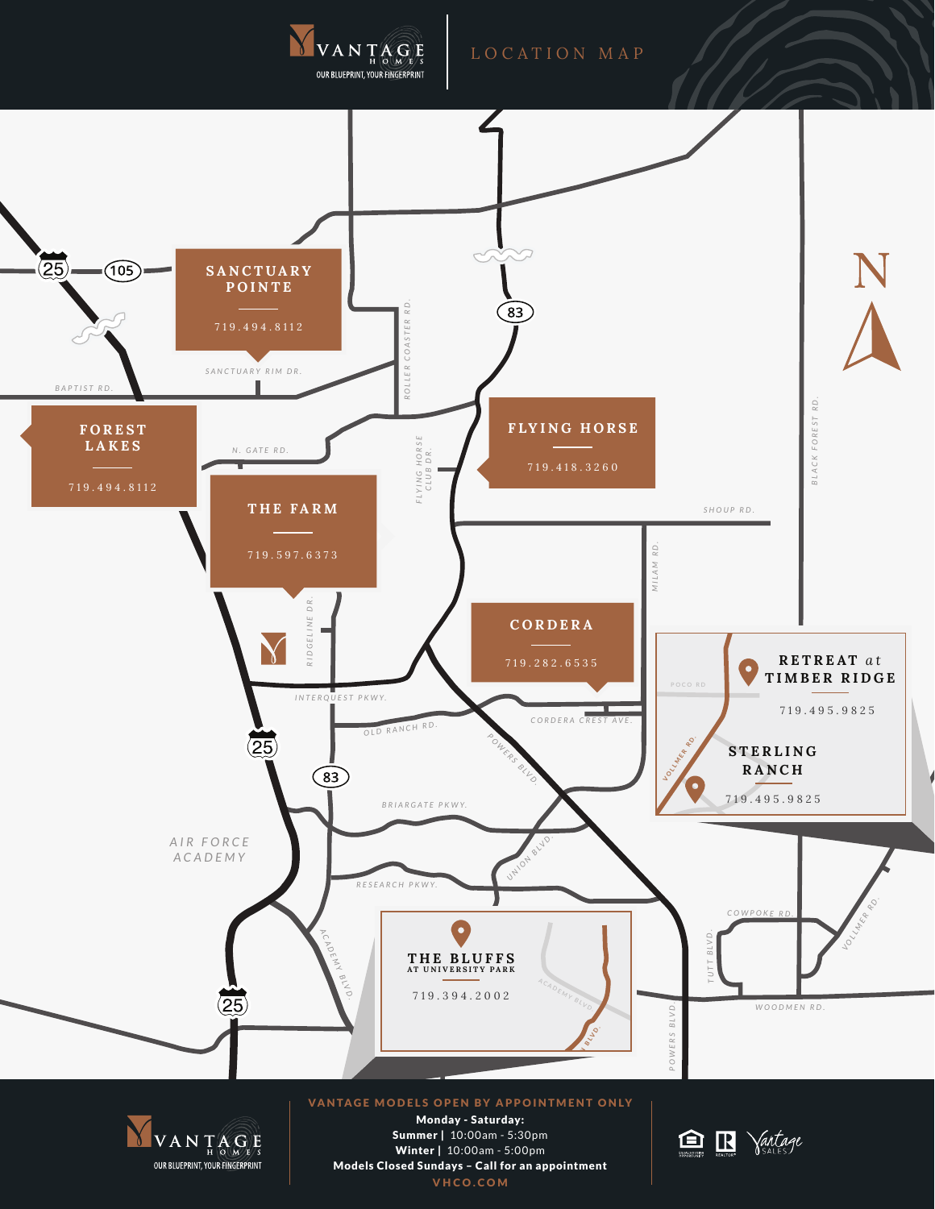# VANTAGE HOMES

OUR BLUEPRINT, YOUR FINGERPRINT

## LOCATION MAP

**SANCTUARY POINTE**
719.494.8112

**FOREST LAKES**
719.494.8112

**FLYING HORSE**
719.418.3260

**THE FARM**
719.597.6373

**CORDERA**
719.282.6535

**RETREAT at TIMBER RIDGE**
719.495.9825

**STERLING RANCH**
719.495.9825

**THE BLUFFS AT UNIVERSITY PARK**
719.394.2002

25, 105, 83, BAPTIST RD., SANCTUARY RIM DR., ROLLER COASTER RD., N. GATE RD., FLYING HORSE CLUB DR., SHOUP RD., BLACK FOREST RD., MILAM RD., RIDGELINE DR., INTERQUEST PKWY., OLD RANCH RD., CORDERA CREST AVE., POWERS BLVD., BRIARGATE PKWY., UNION BLVD., RESEARCH PKWY., ACADEMY BLVD., AIR FORCE ACADEMY, POCO RD, VOLLMER RD., COWPOKE RD., TUTT BLVD., WOODMEN RD., N

**VANTAGE MODELS OPEN BY APPOINTMENT ONLY**

**Monday - Saturday:**
**Summer |** 10:00am - 5:30pm
**Winter |** 10:00am - 5:00pm
**Models Closed Sundays – Call for an appointment**

**VHCO.COM**

VANTAGE HOMES — OUR BLUEPRINT, YOUR FINGERPRINT

EQUAL HOUSING OPPORTUNITY · REALTOR · Vantage SALES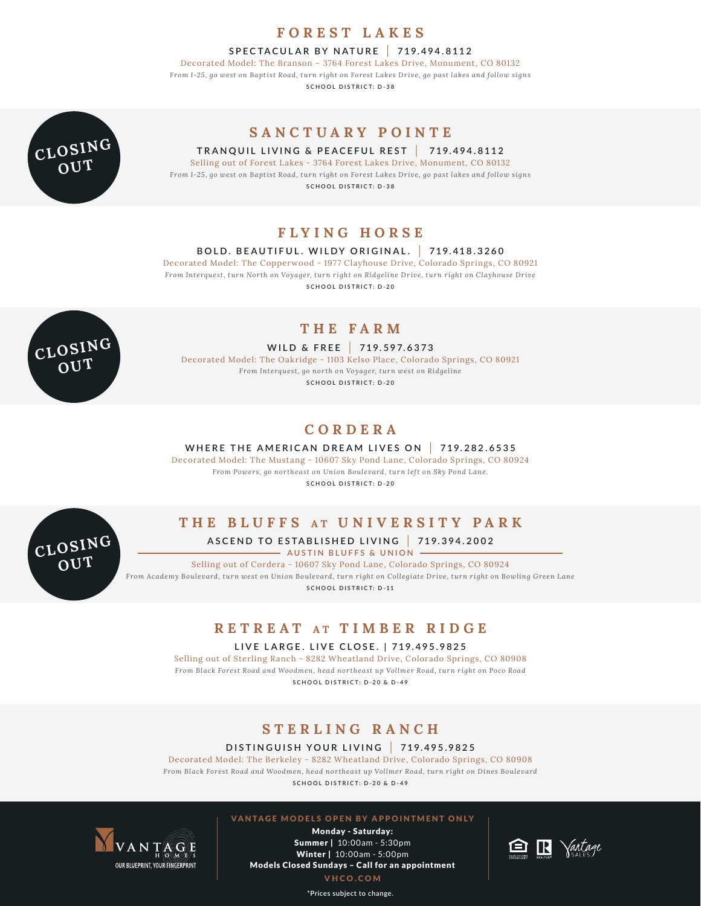## FOREST LAKES

SPECTACULAR BY NATURE | 719.494.8112

Decorated Model: The Branson – 3764 Forest Lakes Drive, Monument, CO 80132

*From I-25, go west on Baptist Road, turn right on Forest Lakes Drive, go past lakes and follow signs*

SCHOOL DISTRICT: D-38

## SANCTUARY POINTE

CLOSING OUT

TRANQUIL LIVING & PEACEFUL REST | 719.494.8112

Selling out of Forest Lakes - 3764 Forest Lakes Drive, Monument, CO 80132

*From I-25, go west on Baptist Road, turn right on Forest Lakes Drive, go past lakes and follow signs*

SCHOOL DISTRICT: D-38

## FLYING HORSE

BOLD. BEAUTIFUL. WILDY ORIGINAL. | 719.418.3260

Decorated Model: The Copperwood - 1977 Clayhouse Drive, Colorado Springs, CO 80921

*From Interquest, turn North on Voyager, turn right on Ridgeline Drive, turn right on Clayhouse Drive*

SCHOOL DISTRICT: D-20

## THE FARM

CLOSING OUT

WILD & FREE | 719.597.6373

Decorated Model: The Oakridge - 1103 Kelso Place, Colorado Springs, CO 80921

*From Interquest, go north on Voyager, turn west on Ridgeline*

SCHOOL DISTRICT: D-20

## CORDERA

WHERE THE AMERICAN DREAM LIVES ON | 719.282.6535

Decorated Model: The Mustang - 10607 Sky Pond Lane, Colorado Springs, CO 80924

*From Powers, go northeast on Union Boulevard, turn left on Sky Pond Lane.*

SCHOOL DISTRICT: D-20

## THE BLUFFS AT UNIVERSITY PARK

CLOSING OUT

ASCEND TO ESTABLISHED LIVING | 719.394.2002

AUSTIN BLUFFS & UNION

Selling out of Cordera - 10607 Sky Pond Lane, Colorado Springs, CO 80924

*From Academy Boulevard, turn west on Union Boulevard, turn right on Collegiate Drive, turn right on Bowling Green Lane*

SCHOOL DISTRICT: D-11

## RETREAT AT TIMBER RIDGE

LIVE LARGE. LIVE CLOSE. | 719.495.9825

Selling out of Sterling Ranch - 8282 Wheatland Drive, Colorado Springs, CO 80908

*From Black Forest Road and Woodmen, head northeast up Vollmer Road, turn right on Poco Road*

SCHOOL DISTRICT: D-20 & D-49

## STERLING RANCH

DISTINGUISH YOUR LIVING | 719.495.9825

Decorated Model: The Berkeley - 8282 Wheatland Drive, Colorado Springs, CO 80908

*From Black Forest Road and Woodmen, head northeast up Vollmer Road, turn right on Dines Boulevard*

SCHOOL DISTRICT: D-20 & D-49

VANTAGE HOMES — OUR BLUEPRINT, YOUR FINGERPRINT

VANTAGE MODELS OPEN BY APPOINTMENT ONLY

**Monday - Saturday:**

**Summer |** 10:00am - 5:30pm

**Winter |** 10:00am - 5:00pm

**Models Closed Sundays – Call for an appointment**

VHCO.COM

*Prices subject to change.

Vantage SALES